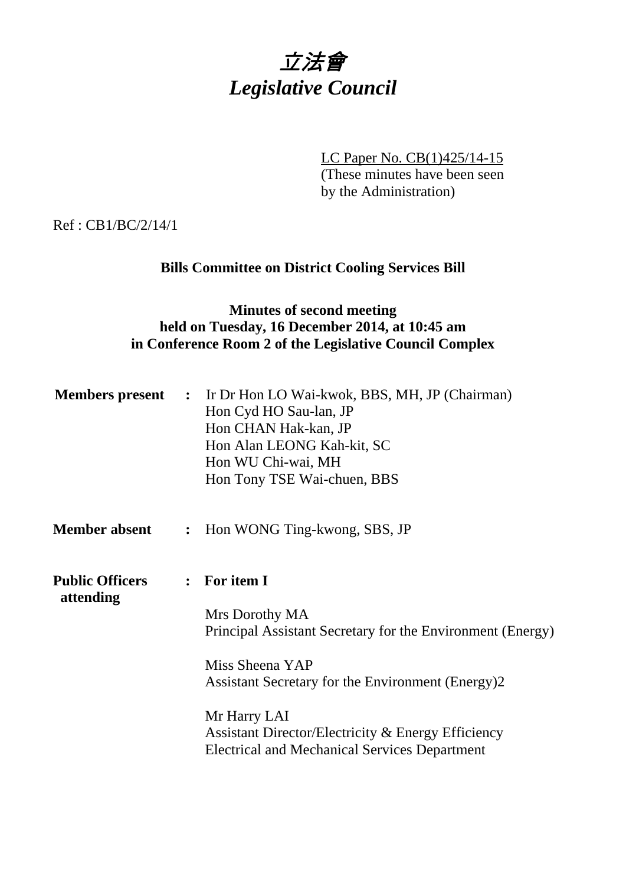# *立法會*
# *Legislative Council*

LC Paper No. CB(1)425/14-15
(These minutes have been seen by the Administration)

Ref : CB1/BC/2/14/1

**Bills Committee on District Cooling Services Bill**

**Minutes of second meeting**
**held on Tuesday, 16 December 2014, at 10:45 am**
**in Conference Room 2 of the Legislative Council Complex**

**Members present** : Ir Dr Hon LO Wai-kwok, BBS, MH, JP (Chairman)
Hon Cyd HO Sau-lan, JP
Hon CHAN Hak-kan, JP
Hon Alan LEONG Kah-kit, SC
Hon WU Chi-wai, MH
Hon Tony TSE Wai-chuen, BBS

**Member absent** : Hon WONG Ting-kwong, SBS, JP

**Public Officers attending** : **For item I**

Mrs Dorothy MA
Principal Assistant Secretary for the Environment (Energy)

Miss Sheena YAP
Assistant Secretary for the Environment (Energy)2

Mr Harry LAI
Assistant Director/Electricity & Energy Efficiency
Electrical and Mechanical Services Department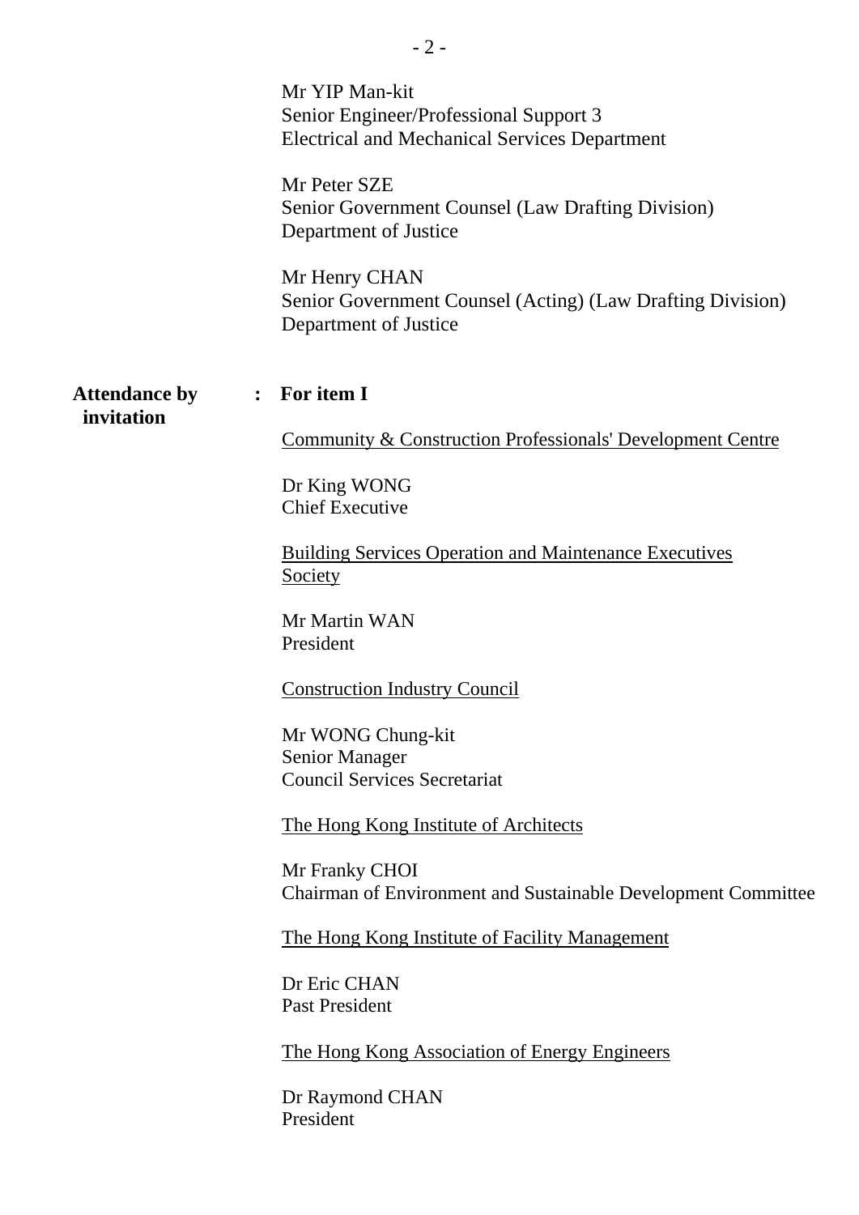Mr YIP Man-kit
Senior Engineer/Professional Support 3
Electrical and Mechanical Services Department

Mr Peter SZE
Senior Government Counsel (Law Drafting Division)
Department of Justice

Mr Henry CHAN
Senior Government Counsel (Acting) (Law Drafting Division)
Department of Justice

**Attendance by invitation** : **For item I**

Community & Construction Professionals' Development Centre

Dr King WONG
Chief Executive

Building Services Operation and Maintenance Executives Society

Mr Martin WAN
President

Construction Industry Council

Mr WONG Chung-kit
Senior Manager
Council Services Secretariat

The Hong Kong Institute of Architects

Mr Franky CHOI
Chairman of Environment and Sustainable Development Committee

The Hong Kong Institute of Facility Management

Dr Eric CHAN
Past President

The Hong Kong Association of Energy Engineers

Dr Raymond CHAN
President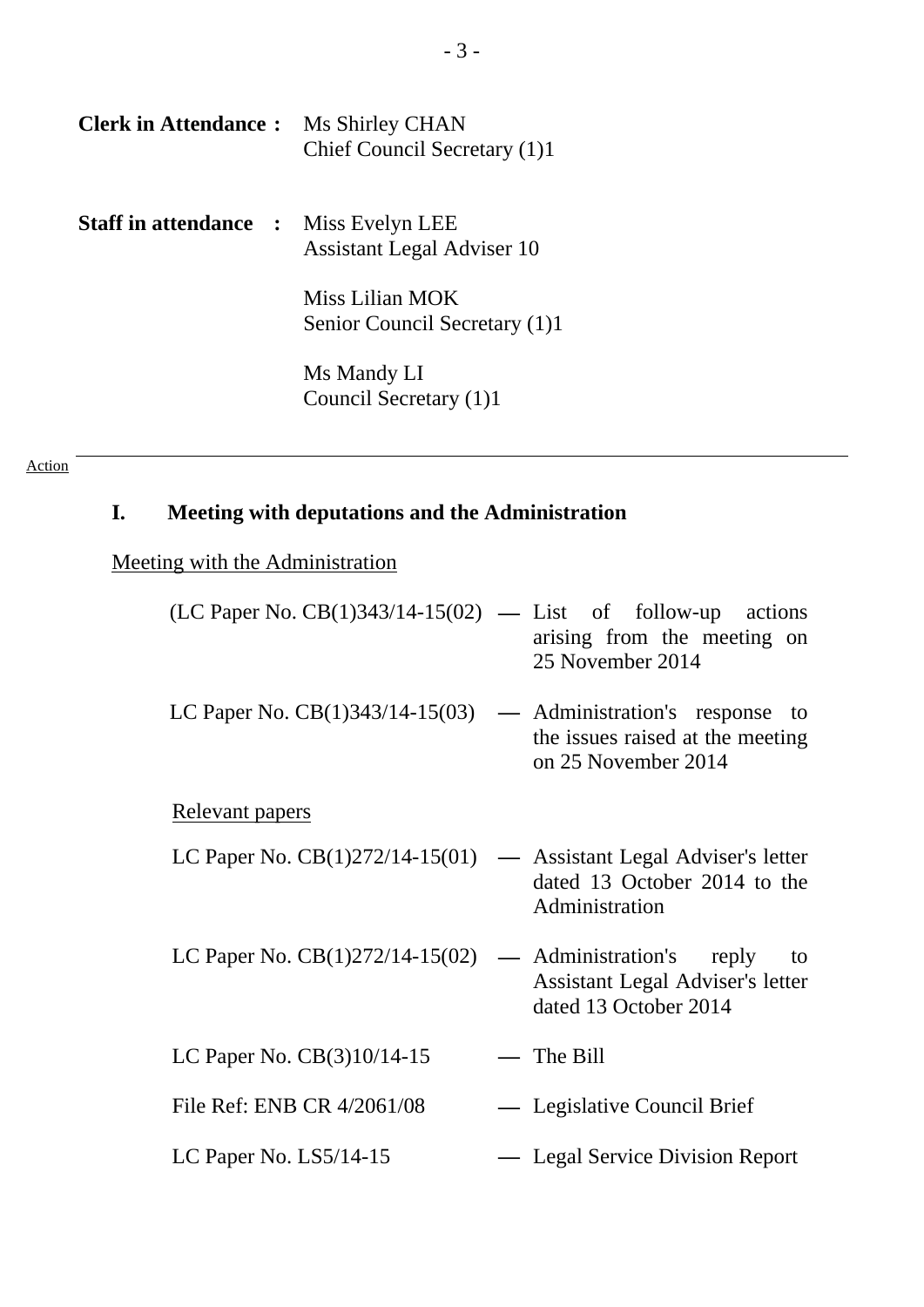**Clerk in Attendance :** Ms Shirley CHAN
Chief Council Secretary (1)1

**Staff in attendance :** Miss Evelyn LEE
Assistant Legal Adviser 10

Miss Lilian MOK
Senior Council Secretary (1)1

Ms Mandy LI
Council Secretary (1)1

---

Action

## I. Meeting with deputations and the Administration

Meeting with the Administration

(LC Paper No. CB(1)343/14-15(02) — List of follow-up actions arising from the meeting on 25 November 2014

LC Paper No. CB(1)343/14-15(03) — Administration's response to the issues raised at the meeting on 25 November 2014

Relevant papers

LC Paper No. CB(1)272/14-15(01) — Assistant Legal Adviser's letter dated 13 October 2014 to the Administration

LC Paper No. CB(1)272/14-15(02) — Administration's reply to Assistant Legal Adviser's letter dated 13 October 2014

LC Paper No. CB(3)10/14-15 — The Bill

File Ref: ENB CR 4/2061/08 — Legislative Council Brief

LC Paper No. LS5/14-15 — Legal Service Division Report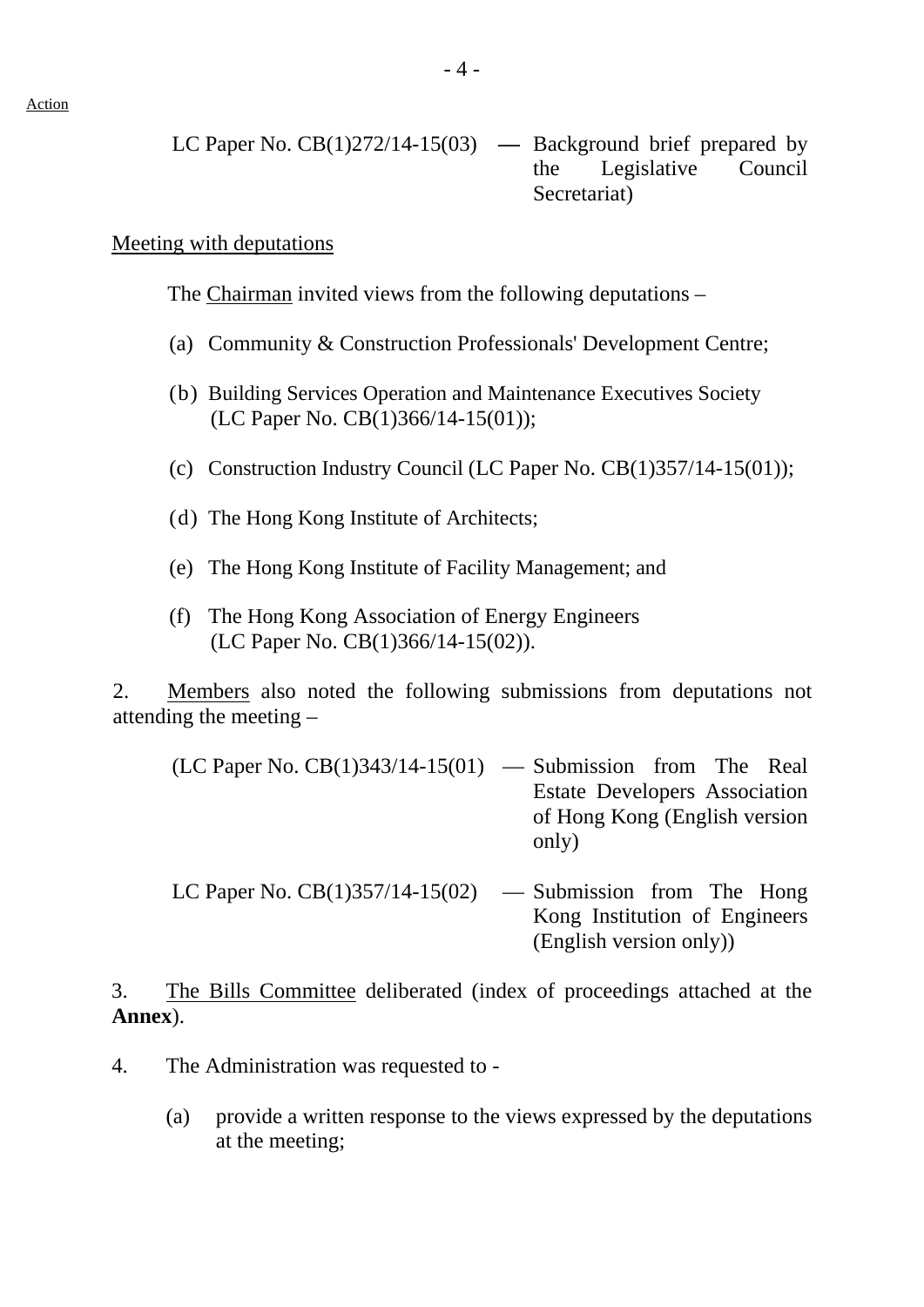Action

LC Paper No. CB(1)272/14-15(03) — Background brief prepared by the Legislative Council Secretariat)

Meeting with deputations

The Chairman invited views from the following deputations –

(a) Community & Construction Professionals' Development Centre;

(b) Building Services Operation and Maintenance Executives Society (LC Paper No. CB(1)366/14-15(01));

(c) Construction Industry Council (LC Paper No. CB(1)357/14-15(01));

(d) The Hong Kong Institute of Architects;

(e) The Hong Kong Institute of Facility Management; and

(f) The Hong Kong Association of Energy Engineers (LC Paper No. CB(1)366/14-15(02)).

2. Members also noted the following submissions from deputations not attending the meeting –

(LC Paper No. CB(1)343/14-15(01) — Submission from The Real Estate Developers Association of Hong Kong (English version only)

LC Paper No. CB(1)357/14-15(02) — Submission from The Hong Kong Institution of Engineers (English version only))

3. The Bills Committee deliberated (index of proceedings attached at the **Annex**).

4. The Administration was requested to -

(a) provide a written response to the views expressed by the deputations at the meeting;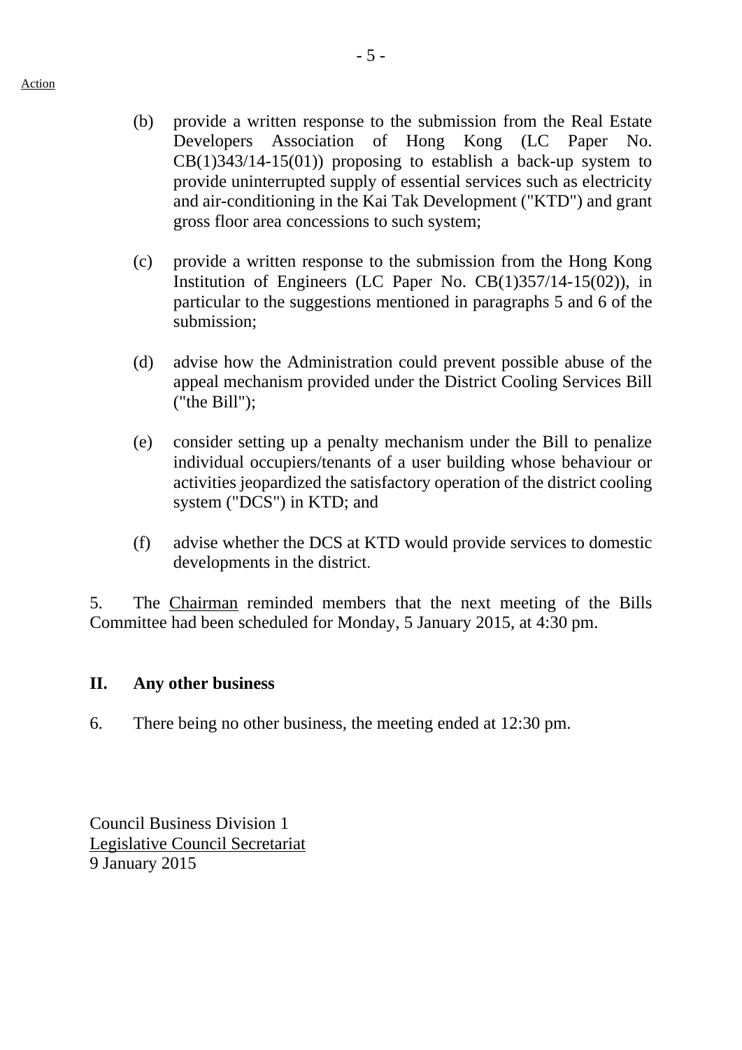Action

(b) provide a written response to the submission from the Real Estate Developers Association of Hong Kong (LC Paper No. CB(1)343/14-15(01)) proposing to establish a back-up system to provide uninterrupted supply of essential services such as electricity and air-conditioning in the Kai Tak Development ("KTD") and grant gross floor area concessions to such system;

(c) provide a written response to the submission from the Hong Kong Institution of Engineers (LC Paper No. CB(1)357/14-15(02)), in particular to the suggestions mentioned in paragraphs 5 and 6 of the submission;

(d) advise how the Administration could prevent possible abuse of the appeal mechanism provided under the District Cooling Services Bill ("the Bill");

(e) consider setting up a penalty mechanism under the Bill to penalize individual occupiers/tenants of a user building whose behaviour or activities jeopardized the satisfactory operation of the district cooling system ("DCS") in KTD; and

(f) advise whether the DCS at KTD would provide services to domestic developments in the district.

5. The Chairman reminded members that the next meeting of the Bills Committee had been scheduled for Monday, 5 January 2015, at 4:30 pm.

## II. Any other business

6. There being no other business, the meeting ended at 12:30 pm.

Council Business Division 1
Legislative Council Secretariat
9 January 2015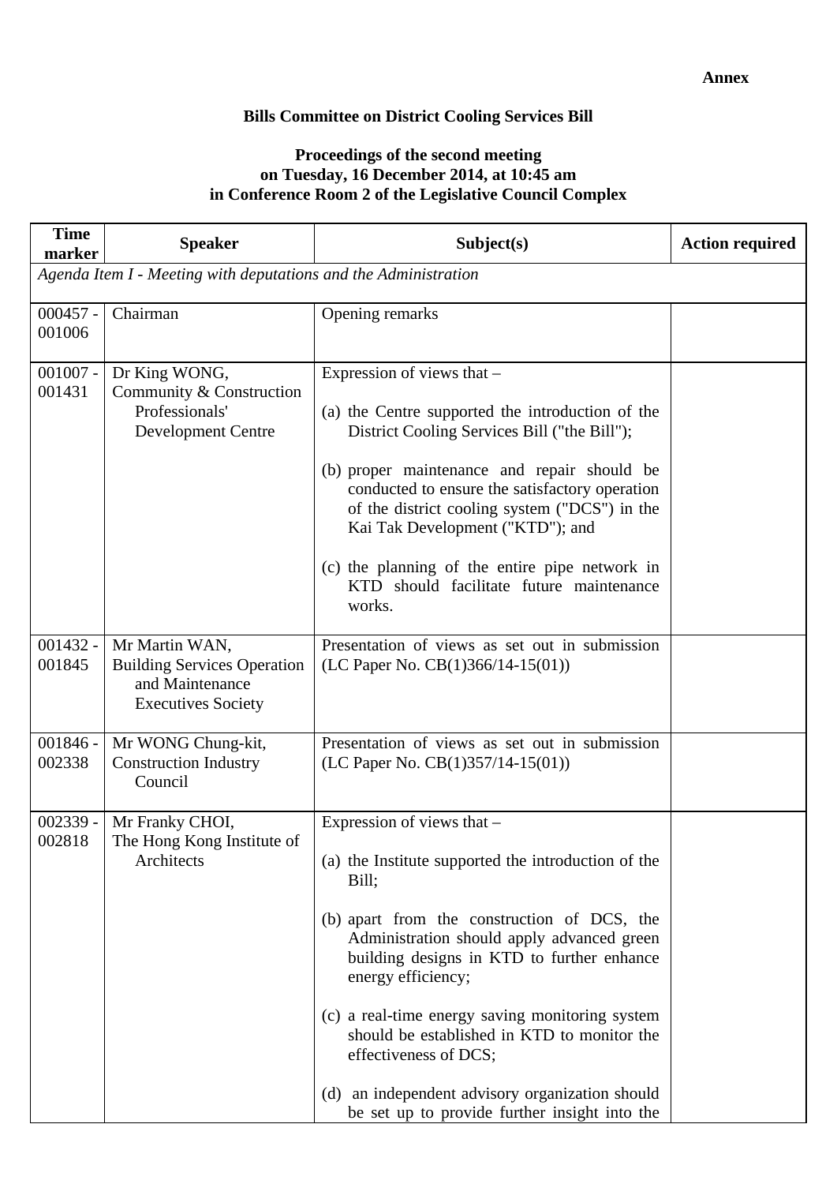**Annex**

**Bills Committee on District Cooling Services Bill**

**Proceedings of the second meeting on Tuesday, 16 December 2014, at 10:45 am in Conference Room 2 of the Legislative Council Complex**

| Time marker | Speaker | Subject(s) | Action required |
|---|---|---|---|
| *Agenda Item I - Meeting with deputations and the Administration* | | | |
| 000457 - 001006 | Chairman | Opening remarks | |
| 001007 - 001431 | Dr King WONG, Community & Construction Professionals' Development Centre | Expression of views that –<br><br>(a) the Centre supported the introduction of the District Cooling Services Bill ("the Bill");<br><br>(b) proper maintenance and repair should be conducted to ensure the satisfactory operation of the district cooling system ("DCS") in the Kai Tak Development ("KTD"); and<br><br>(c) the planning of the entire pipe network in KTD should facilitate future maintenance works. | |
| 001432 - 001845 | Mr Martin WAN, Building Services Operation and Maintenance Executives Society | Presentation of views as set out in submission (LC Paper No. CB(1)366/14-15(01)) | |
| 001846 - 002338 | Mr WONG Chung-kit, Construction Industry Council | Presentation of views as set out in submission (LC Paper No. CB(1)357/14-15(01)) | |
| 002339 - 002818 | Mr Franky CHOI, The Hong Kong Institute of Architects | Expression of views that –<br><br>(a) the Institute supported the introduction of the Bill;<br><br>(b) apart from the construction of DCS, the Administration should apply advanced green building designs in KTD to further enhance energy efficiency;<br><br>(c) a real-time energy saving monitoring system should be established in KTD to monitor the effectiveness of DCS;<br><br>(d) an independent advisory organization should be set up to provide further insight into the | |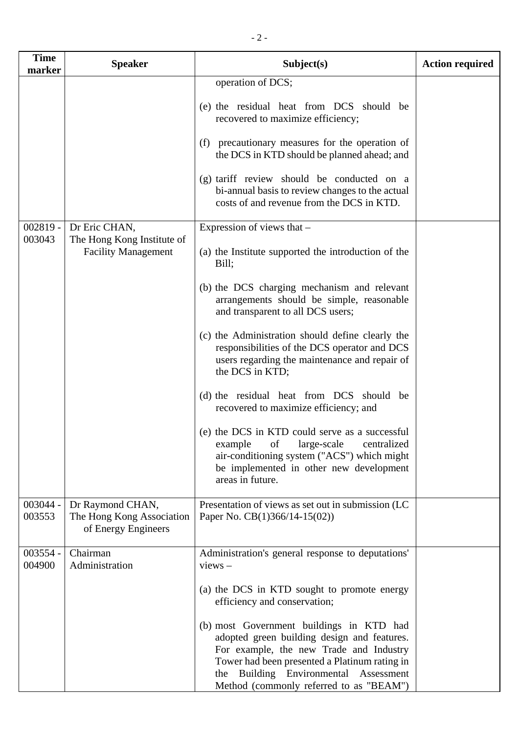| Time marker | Speaker | Subject(s) | Action required |
|---|---|---|---|
| | | operation of DCS;<br><br>(e) the residual heat from DCS should be recovered to maximize efficiency;<br><br>(f) precautionary measures for the operation of the DCS in KTD should be planned ahead; and<br><br>(g) tariff review should be conducted on a bi-annual basis to review changes to the actual costs of and revenue from the DCS in KTD. | |
| 002819 - 003043 | Dr Eric CHAN, The Hong Kong Institute of Facility Management | Expression of views that –<br><br>(a) the Institute supported the introduction of the Bill;<br><br>(b) the DCS charging mechanism and relevant arrangements should be simple, reasonable and transparent to all DCS users;<br><br>(c) the Administration should define clearly the responsibilities of the DCS operator and DCS users regarding the maintenance and repair of the DCS in KTD;<br><br>(d) the residual heat from DCS should be recovered to maximize efficiency; and<br><br>(e) the DCS in KTD could serve as a successful example of large-scale centralized air-conditioning system ("ACS") which might be implemented in other new development areas in future. | |
| 003044 - 003553 | Dr Raymond CHAN, The Hong Kong Association of Energy Engineers | Presentation of views as set out in submission (LC Paper No. CB(1)366/14-15(02)) | |
| 003554 - 004900 | Chairman<br>Administration | Administration's general response to deputations' views –<br><br>(a) the DCS in KTD sought to promote energy efficiency and conservation;<br><br>(b) most Government buildings in KTD had adopted green building design and features. For example, the new Trade and Industry Tower had been presented a Platinum rating in the Building Environmental Assessment Method (commonly referred to as "BEAM") | |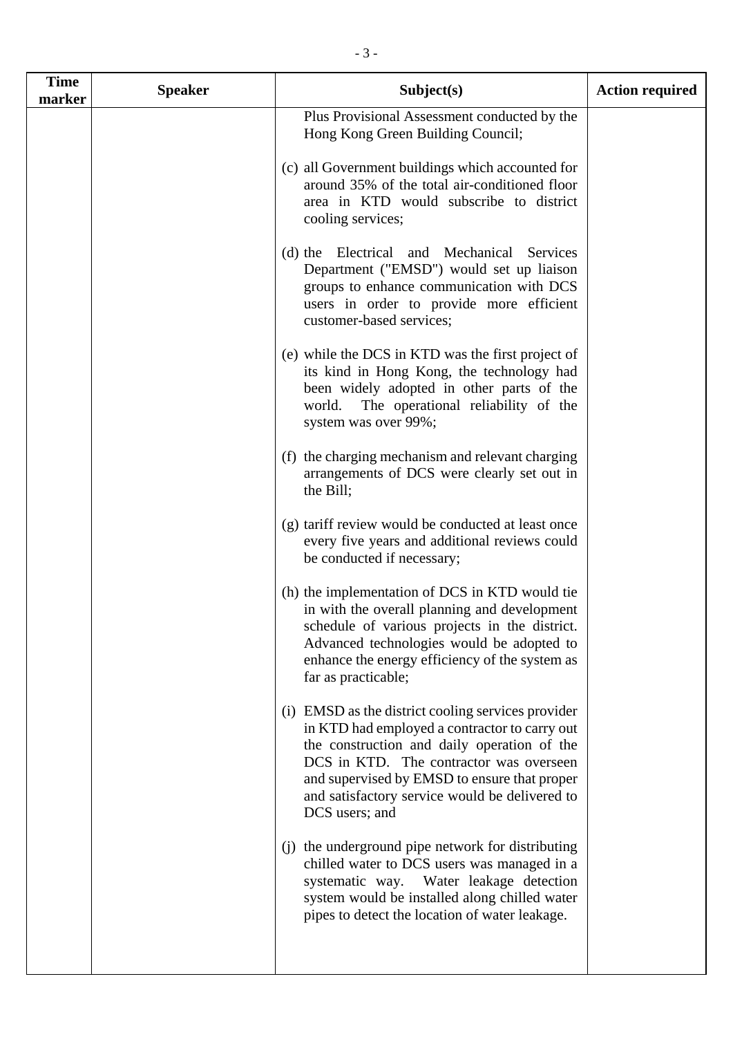| Time marker | Speaker | Subject(s) | Action required |
|---|---|---|---|
| | | Plus Provisional Assessment conducted by the Hong Kong Green Building Council;<br><br>(c) all Government buildings which accounted for around 35% of the total air-conditioned floor area in KTD would subscribe to district cooling services;<br><br>(d) the Electrical and Mechanical Services Department ("EMSD") would set up liaison groups to enhance communication with DCS users in order to provide more efficient customer-based services;<br><br>(e) while the DCS in KTD was the first project of its kind in Hong Kong, the technology had been widely adopted in other parts of the world. The operational reliability of the system was over 99%;<br><br>(f) the charging mechanism and relevant charging arrangements of DCS were clearly set out in the Bill;<br><br>(g) tariff review would be conducted at least once every five years and additional reviews could be conducted if necessary;<br><br>(h) the implementation of DCS in KTD would tie in with the overall planning and development schedule of various projects in the district. Advanced technologies would be adopted to enhance the energy efficiency of the system as far as practicable;<br><br>(i) EMSD as the district cooling services provider in KTD had employed a contractor to carry out the construction and daily operation of the DCS in KTD. The contractor was overseen and supervised by EMSD to ensure that proper and satisfactory service would be delivered to DCS users; and<br><br>(j) the underground pipe network for distributing chilled water to DCS users was managed in a systematic way. Water leakage detection system would be installed along chilled water pipes to detect the location of water leakage. | |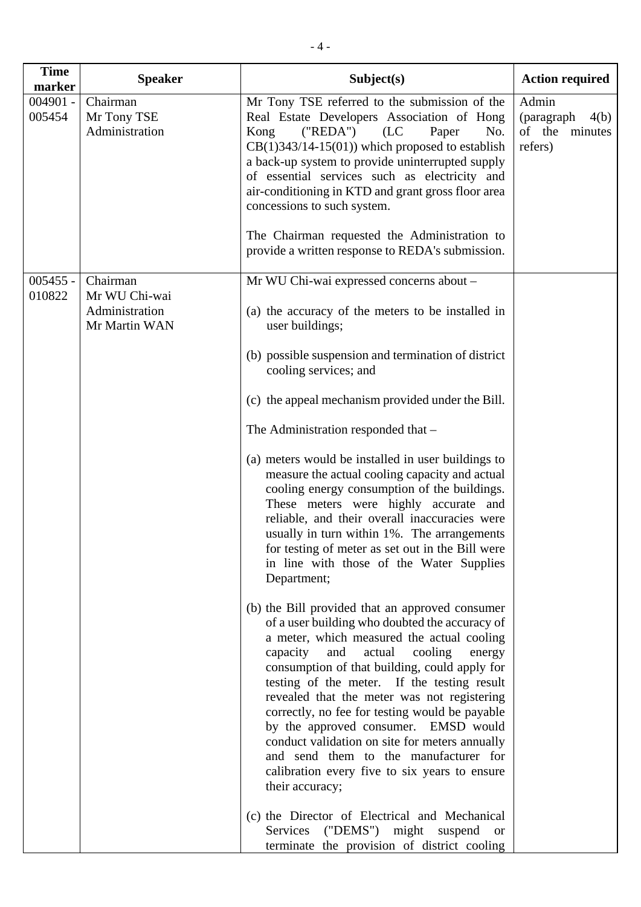| Time marker | Speaker | Subject(s) | Action required |
|---|---|---|---|
| 004901 - 005454 | Chairman<br>Mr Tony TSE<br>Administration | Mr Tony TSE referred to the submission of the Real Estate Developers Association of Hong Kong ("REDA") (LC Paper No. CB(1)343/14-15(01)) which proposed to establish a back-up system to provide uninterrupted supply of essential services such as electricity and air-conditioning in KTD and grant gross floor area concessions to such system.<br><br>The Chairman requested the Administration to provide a written response to REDA's submission. | Admin (paragraph 4(b) of the minutes refers) |
| 005455 - 010822 | Chairman<br>Mr WU Chi-wai<br>Administration<br>Mr Martin WAN | Mr WU Chi-wai expressed concerns about –<br><br>(a) the accuracy of the meters to be installed in user buildings;<br><br>(b) possible suspension and termination of district cooling services; and<br><br>(c) the appeal mechanism provided under the Bill.<br><br>The Administration responded that –<br><br>(a) meters would be installed in user buildings to measure the actual cooling capacity and actual cooling energy consumption of the buildings. These meters were highly accurate and reliable, and their overall inaccuracies were usually in turn within 1%. The arrangements for testing of meter as set out in the Bill were in line with those of the Water Supplies Department;<br><br>(b) the Bill provided that an approved consumer of a user building who doubted the accuracy of a meter, which measured the actual cooling capacity and actual cooling energy consumption of that building, could apply for testing of the meter. If the testing result revealed that the meter was not registering correctly, no fee for testing would be payable by the approved consumer. EMSD would conduct validation on site for meters annually and send them to the manufacturer for calibration every five to six years to ensure their accuracy;<br><br>(c) the Director of Electrical and Mechanical Services ("DEMS") might suspend or terminate the provision of district cooling | |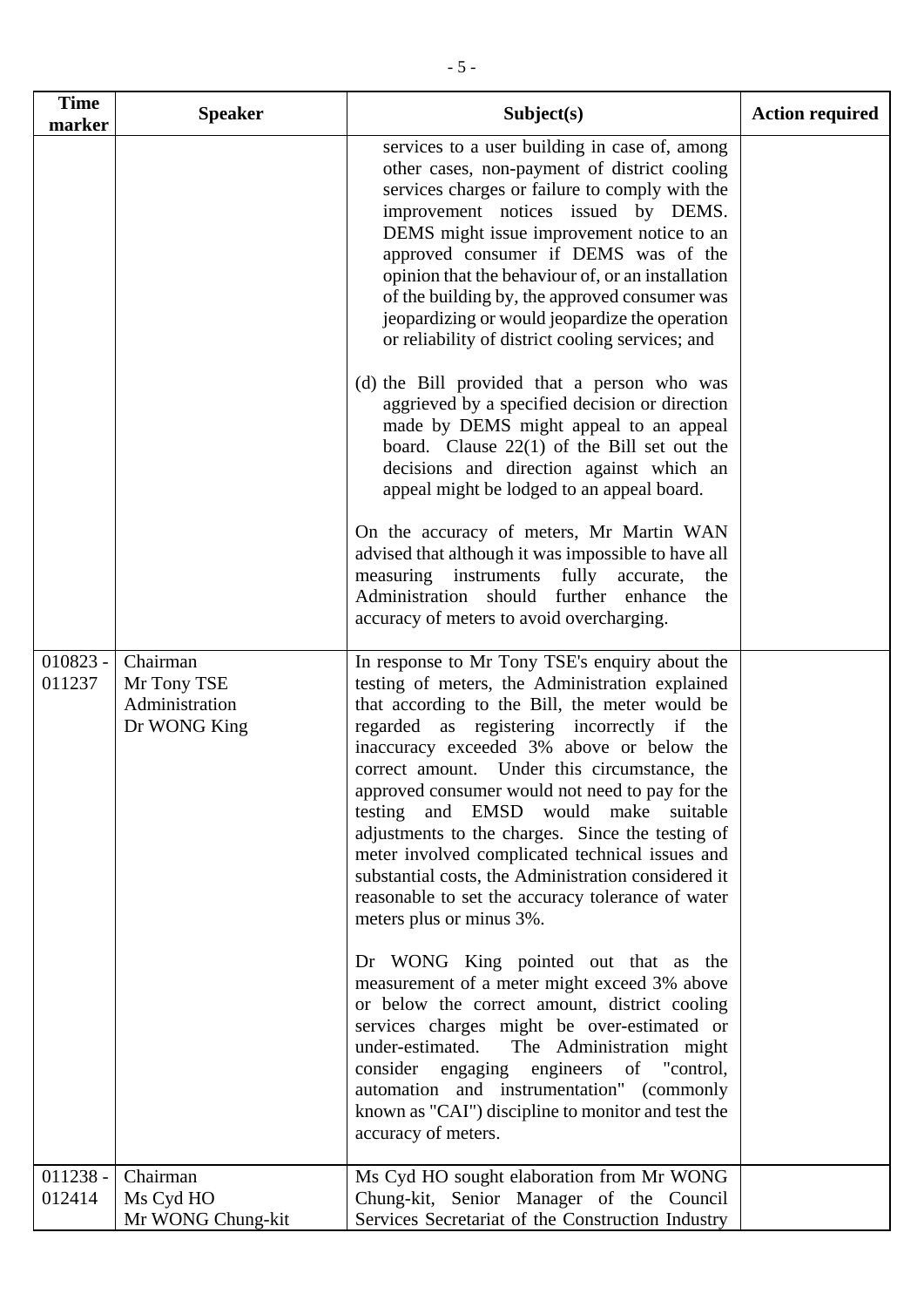| Time marker | Speaker | Subject(s) | Action required |
|---|---|---|---|
| | | services to a user building in case of, among other cases, non-payment of district cooling services charges or failure to comply with the improvement notices issued by DEMS. DEMS might issue improvement notice to an approved consumer if DEMS was of the opinion that the behaviour of, or an installation of the building by, the approved consumer was jeopardizing or would jeopardize the operation or reliability of district cooling services; and<br><br>(d) the Bill provided that a person who was aggrieved by a specified decision or direction made by DEMS might appeal to an appeal board. Clause 22(1) of the Bill set out the decisions and direction against which an appeal might be lodged to an appeal board.<br><br>On the accuracy of meters, Mr Martin WAN advised that although it was impossible to have all measuring instruments fully accurate, the Administration should further enhance the accuracy of meters to avoid overcharging. | |
| 010823 - 011237 | Chairman<br>Mr Tony TSE<br>Administration<br>Dr WONG King | In response to Mr Tony TSE's enquiry about the testing of meters, the Administration explained that according to the Bill, the meter would be regarded as registering incorrectly if the inaccuracy exceeded 3% above or below the correct amount. Under this circumstance, the approved consumer would not need to pay for the testing and EMSD would make suitable adjustments to the charges. Since the testing of meter involved complicated technical issues and substantial costs, the Administration considered it reasonable to set the accuracy tolerance of water meters plus or minus 3%.<br><br>Dr WONG King pointed out that as the measurement of a meter might exceed 3% above or below the correct amount, district cooling services charges might be over-estimated or under-estimated. The Administration might consider engaging engineers of "control, automation and instrumentation" (commonly known as "CAI") discipline to monitor and test the accuracy of meters. | |
| 011238 - 012414 | Chairman<br>Ms Cyd HO<br>Mr WONG Chung-kit | Ms Cyd HO sought elaboration from Mr WONG Chung-kit, Senior Manager of the Council Services Secretariat of the Construction Industry | |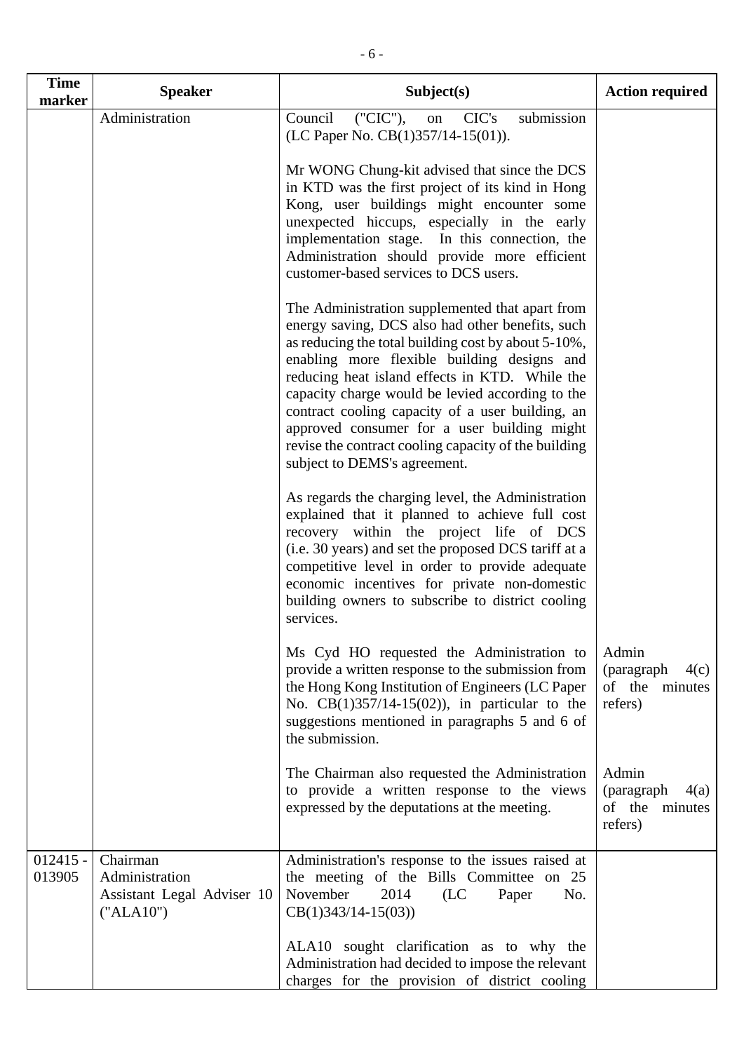| Time marker | Speaker | Subject(s) | Action required |
|---|---|---|---|
| | Administration | Council ("CIC"), on CIC's submission (LC Paper No. CB(1)357/14-15(01)).<br><br>Mr WONG Chung-kit advised that since the DCS in KTD was the first project of its kind in Hong Kong, user buildings might encounter some unexpected hiccups, especially in the early implementation stage. In this connection, the Administration should provide more efficient customer-based services to DCS users.<br><br>The Administration supplemented that apart from energy saving, DCS also had other benefits, such as reducing the total building cost by about 5-10%, enabling more flexible building designs and reducing heat island effects in KTD. While the capacity charge would be levied according to the contract cooling capacity of a user building, an approved consumer for a user building might revise the contract cooling capacity of the building subject to DEMS's agreement.<br><br>As regards the charging level, the Administration explained that it planned to achieve full cost recovery within the project life of DCS (i.e. 30 years) and set the proposed DCS tariff at a competitive level in order to provide adequate economic incentives for private non-domestic building owners to subscribe to district cooling services.<br><br>Ms Cyd HO requested the Administration to provide a written response to the submission from the Hong Kong Institution of Engineers (LC Paper No. CB(1)357/14-15(02)), in particular to the suggestions mentioned in paragraphs 5 and 6 of the submission.<br><br>The Chairman also requested the Administration to provide a written response to the views expressed by the deputations at the meeting. | <br><br><br><br><br><br><br><br><br><br><br><br><br><br><br><br><br><br><br><br><br><br><br><br><br>Admin (paragraph 4(c) of the minutes refers)<br><br><br><br><br>Admin (paragraph 4(a) of the minutes refers) |
| 012415 - 013905 | Chairman<br>Administration<br>Assistant Legal Adviser 10 ("ALA10") | Administration's response to the issues raised at the meeting of the Bills Committee on 25 November 2014 (LC Paper No. CB(1)343/14-15(03))<br><br>ALA10 sought clarification as to why the Administration had decided to impose the relevant charges for the provision of district cooling | |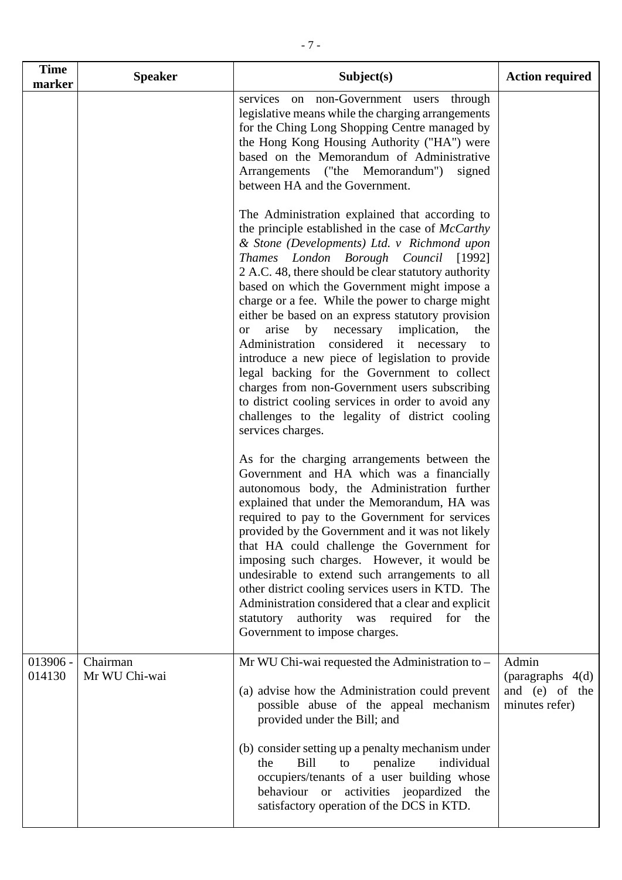| Time marker | Speaker | Subject(s) | Action required |
|---|---|---|---|
| | | services on non-Government users through legislative means while the charging arrangements for the Ching Long Shopping Centre managed by the Hong Kong Housing Authority ("HA") were based on the Memorandum of Administrative Arrangements ("the Memorandum") signed between HA and the Government.<br><br>The Administration explained that according to the principle established in the case of *McCarthy & Stone (Developments) Ltd. v Richmond upon Thames London Borough Council* [1992] 2 A.C. 48, there should be clear statutory authority based on which the Government might impose a charge or a fee. While the power to charge might either be based on an express statutory provision or arise by necessary implication, the Administration considered it necessary to introduce a new piece of legislation to provide legal backing for the Government to collect charges from non-Government users subscribing to district cooling services in order to avoid any challenges to the legality of district cooling services charges.<br><br>As for the charging arrangements between the Government and HA which was a financially autonomous body, the Administration further explained that under the Memorandum, HA was required to pay to the Government for services provided by the Government and it was not likely that HA could challenge the Government for imposing such charges. However, it would be undesirable to extend such arrangements to all other district cooling services users in KTD. The Administration considered that a clear and explicit statutory authority was required for the Government to impose charges. | |
| 013906 - 014130 | Chairman<br>Mr WU Chi-wai | Mr WU Chi-wai requested the Administration to –<br><br>(a) advise how the Administration could prevent possible abuse of the appeal mechanism provided under the Bill; and<br><br>(b) consider setting up a penalty mechanism under the Bill to penalize individual occupiers/tenants of a user building whose behaviour or activities jeopardized the satisfactory operation of the DCS in KTD. | Admin (paragraphs 4(d) and (e) of the minutes refer) |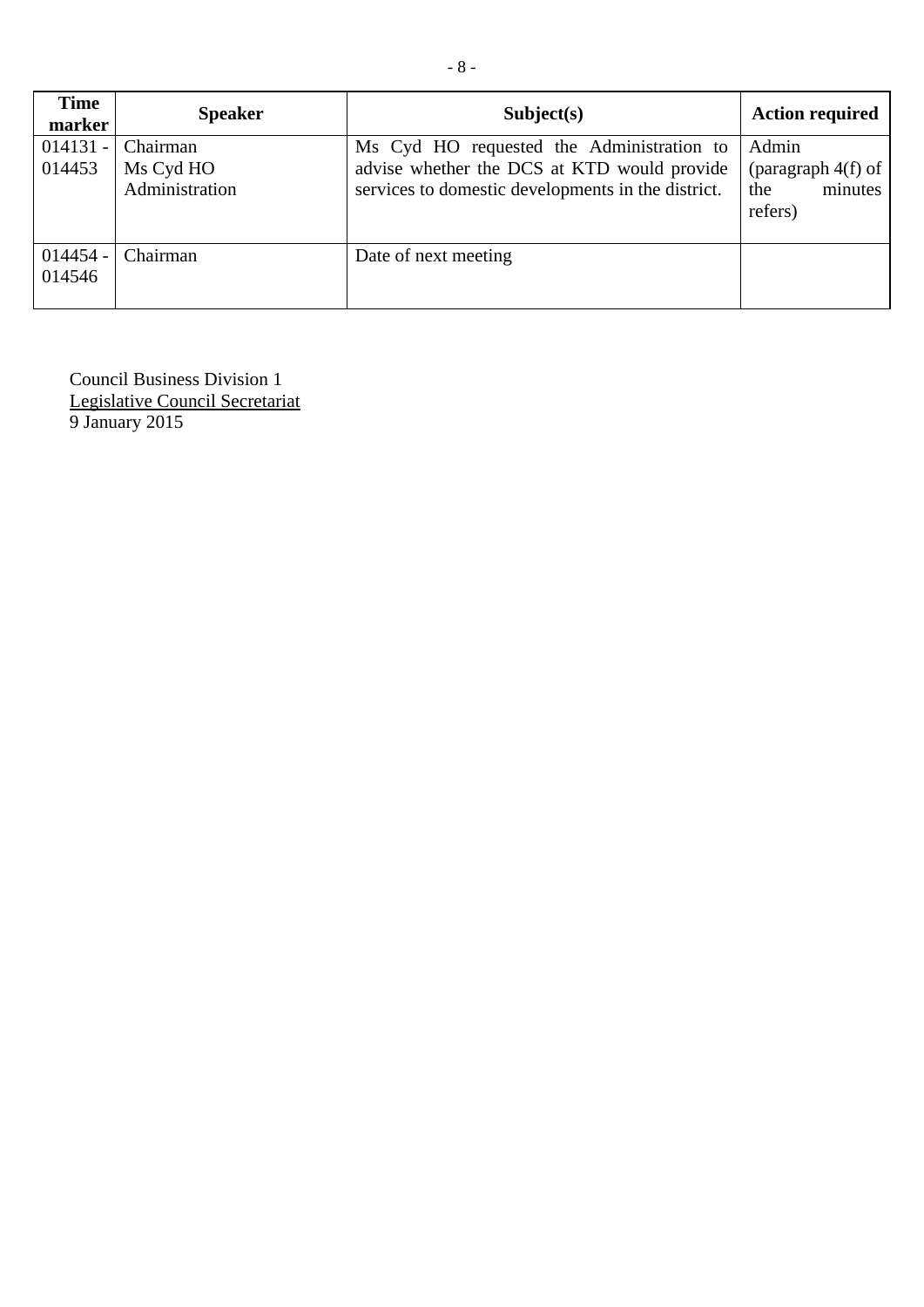| Time marker | Speaker | Subject(s) | Action required |
|---|---|---|---|
| 014131 - 014453 | Chairman<br>Ms Cyd HO<br>Administration | Ms Cyd HO requested the Administration to advise whether the DCS at KTD would provide services to domestic developments in the district. | Admin (paragraph 4(f) of the minutes refers) |
| 014454 - 014546 | Chairman | Date of next meeting | |

Council Business Division 1
Legislative Council Secretariat
9 January 2015